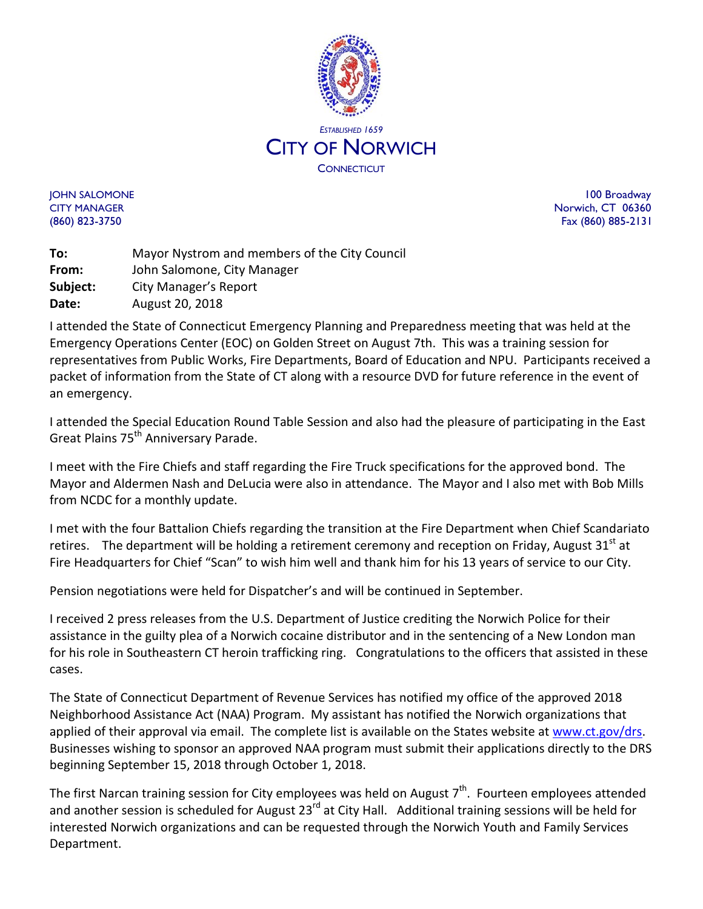ESTABLISHED 1659

# CITY OF NORWICH

CONNECTICUT

JOHN SALOMONE
CITY MANAGER
(860) 823-3750

100 Broadway
Norwich, CT 06360
Fax (860) 885-2131

**To:** Mayor Nystrom and members of the City Council
**From:** John Salomone, City Manager
**Subject:** City Manager's Report
**Date:** August 20, 2018

I attended the State of Connecticut Emergency Planning and Preparedness meeting that was held at the Emergency Operations Center (EOC) on Golden Street on August 7th. This was a training session for representatives from Public Works, Fire Departments, Board of Education and NPU. Participants received a packet of information from the State of CT along with a resource DVD for future reference in the event of an emergency.

I attended the Special Education Round Table Session and also had the pleasure of participating in the East Great Plains 75th Anniversary Parade.

I meet with the Fire Chiefs and staff regarding the Fire Truck specifications for the approved bond. The Mayor and Aldermen Nash and DeLucia were also in attendance. The Mayor and I also met with Bob Mills from NCDC for a monthly update.

I met with the four Battalion Chiefs regarding the transition at the Fire Department when Chief Scandariato retires. The department will be holding a retirement ceremony and reception on Friday, August 31st at Fire Headquarters for Chief "Scan" to wish him well and thank him for his 13 years of service to our City.

Pension negotiations were held for Dispatcher's and will be continued in September.

I received 2 press releases from the U.S. Department of Justice crediting the Norwich Police for their assistance in the guilty plea of a Norwich cocaine distributor and in the sentencing of a New London man for his role in Southeastern CT heroin trafficking ring. Congratulations to the officers that assisted in these cases.

The State of Connecticut Department of Revenue Services has notified my office of the approved 2018 Neighborhood Assistance Act (NAA) Program. My assistant has notified the Norwich organizations that applied of their approval via email. The complete list is available on the States website at www.ct.gov/drs. Businesses wishing to sponsor an approved NAA program must submit their applications directly to the DRS beginning September 15, 2018 through October 1, 2018.

The first Narcan training session for City employees was held on August 7th. Fourteen employees attended and another session is scheduled for August 23rd at City Hall. Additional training sessions will be held for interested Norwich organizations and can be requested through the Norwich Youth and Family Services Department.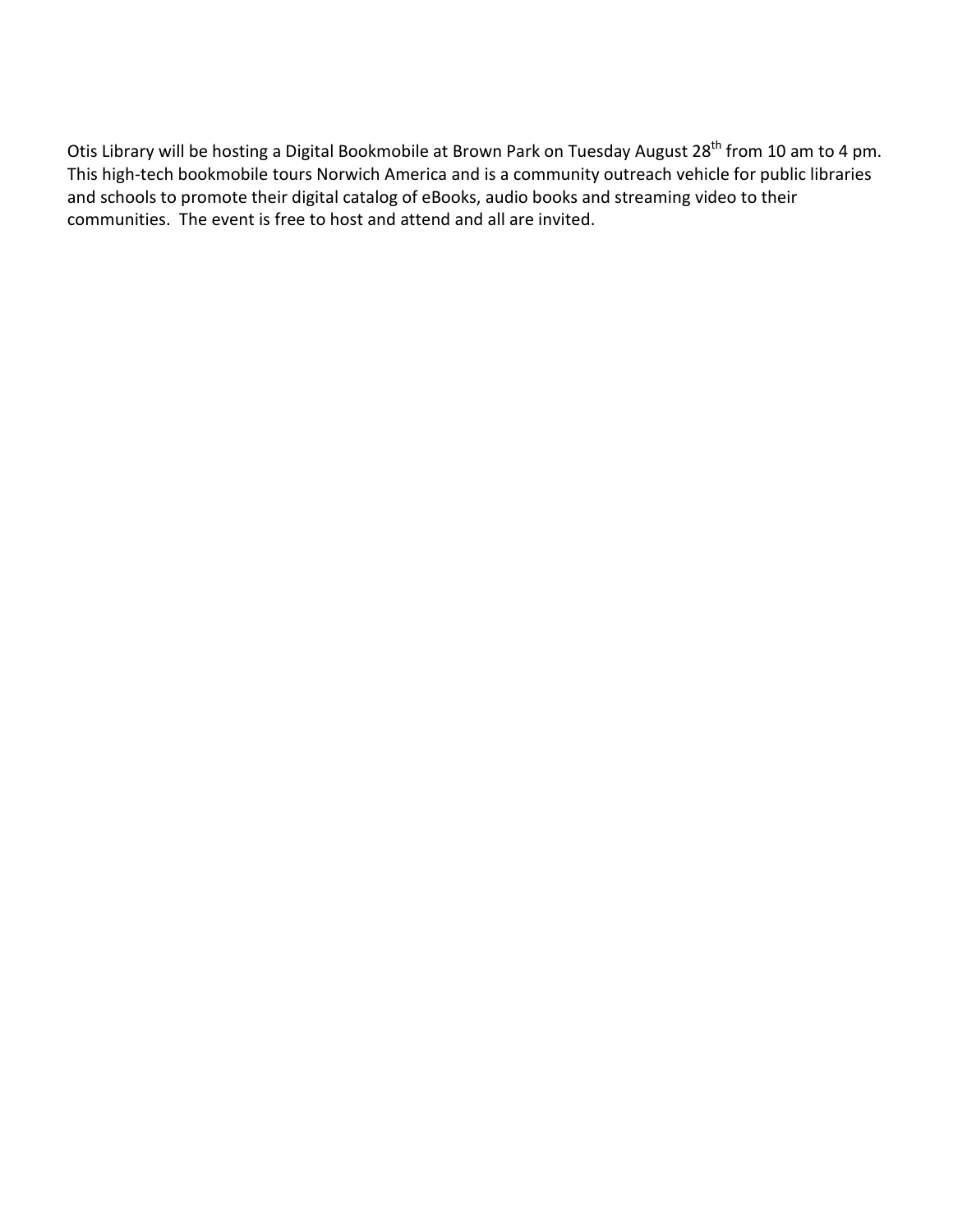Otis Library will be hosting a Digital Bookmobile at Brown Park on Tuesday August 28th from 10 am to 4 pm. This high-tech bookmobile tours Norwich America and is a community outreach vehicle for public libraries and schools to promote their digital catalog of eBooks, audio books and streaming video to their communities. The event is free to host and attend and all are invited.